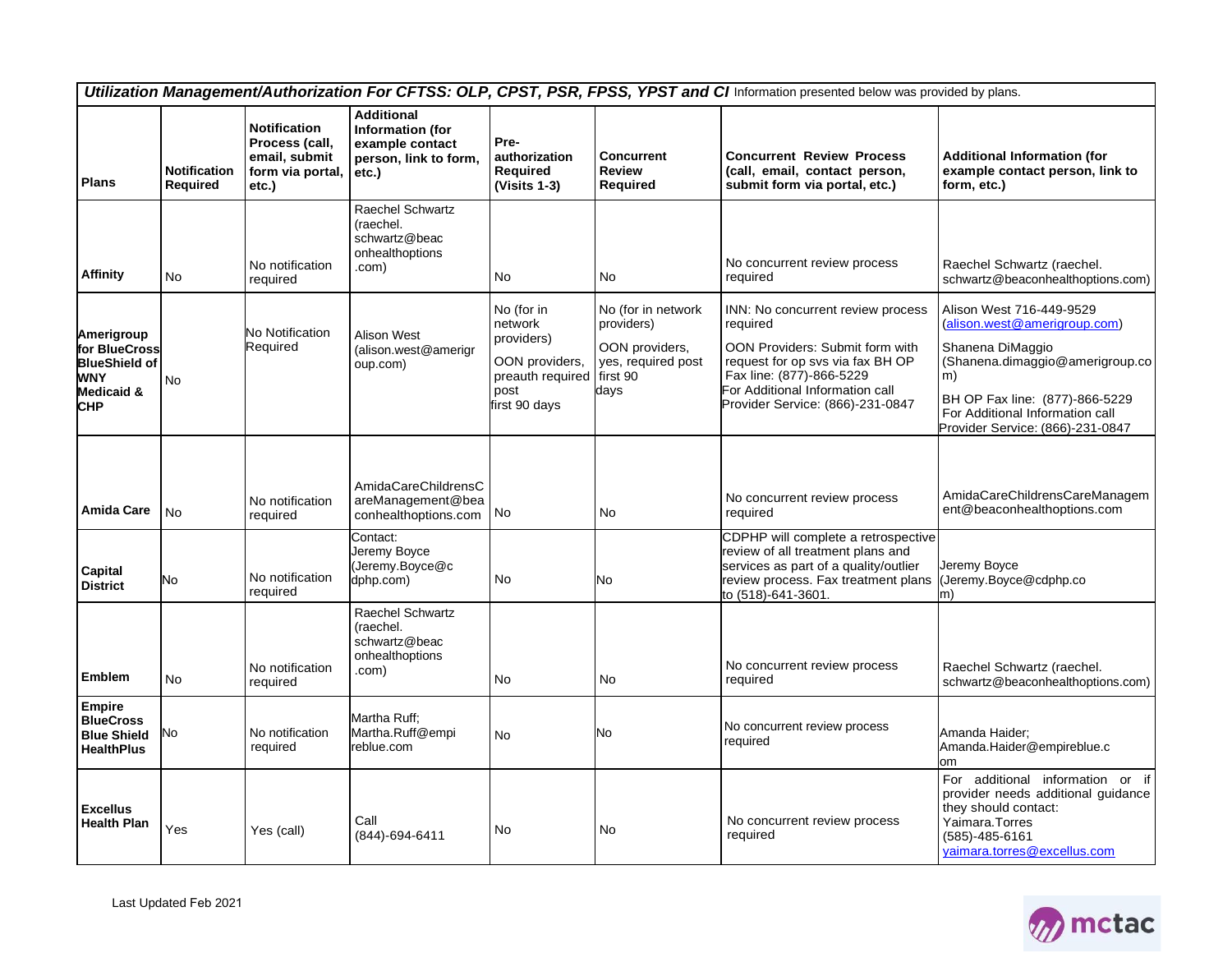**_Utilization Management/Authorization For CFTSS: OLP, CPST, PSR, FPSS, YPST and CI_** Information presented below was provided by plans.

| Plans | Notification Required | Notification Process (call, email, submit form via portal, etc.) | Additional Information (for example contact person, link to form, etc.) | Pre-authorization Required (Visits 1-3) | Concurrent Review Required | Concurrent Review Process (call, email, contact person, submit form via portal, etc.) | Additional Information (for example contact person, link to form, etc.) |
|---|---|---|---|---|---|---|---|
| **Affinity** | No | No notification required | Raechel Schwartz (raechel. schwartz@beaconhealthoptions .com) | No | No | No concurrent review process required | Raechel Schwartz (raechel. schwartz@beaconhealthoptions.com) |
| **Amerigroup for BlueCross BlueShield of WNY Medicaid & CHP** | No | No Notification Required | Alison West (alison.west@amerigroup.com) | No (for in network providers)<br><br>OON providers, preauth required post first 90 days | No (for in network providers)<br><br>OON providers, yes, required post first 90 days | INN: No concurrent review process required<br><br>OON Providers: Submit form with request for op svs via fax BH OP Fax line: (877)-866-5229<br>For Additional Information call Provider Service: (866)-231-0847 | Alison West 716-449-9529 (alison.west@amerigroup.com)<br><br>Shanena DiMaggio (Shanena.dimaggio@amerigroup.com)<br><br>BH OP Fax line: (877)-866-5229<br>For Additional Information call Provider Service: (866)-231-0847 |
| **Amida Care** | No | No notification required | AmidaCareChildrensCareManagement@beaconhealthoptions.com | No | No | No concurrent review process required | AmidaCareChildrensCareManagement@beaconhealthoptions.com |
| **Capital District** | No | No notification required | Contact:<br>Jeremy Boyce (Jeremy.Boyce@cdphp.com) | No | No | CDPHP will complete a retrospective review of all treatment plans and services as part of a quality/outlier review process. Fax treatment plans to (518)-641-3601. | Jeremy Boyce (Jeremy.Boyce@cdphp.com) |
| **Emblem** | No | No notification required | Raechel Schwartz (raechel. schwartz@beaconhealthoptions .com) | No | No | No concurrent review process required | Raechel Schwartz (raechel. schwartz@beaconhealthoptions.com) |
| **Empire BlueCross Blue Shield HealthPlus** | No | No notification required | Martha Ruff; Martha.Ruff@empireblue.com | No | No | No concurrent review process required | Amanda Haider; Amanda.Haider@empireblue.com |
| **Excellus Health Plan** | Yes | Yes (call) | Call (844)-694-6411 | No | No | No concurrent review process required | For additional information or if provider needs additional guidance they should contact:<br>Yaimara.Torres<br>(585)-485-6161<br>yaimara.torres@excellus.com |

Last Updated Feb 2021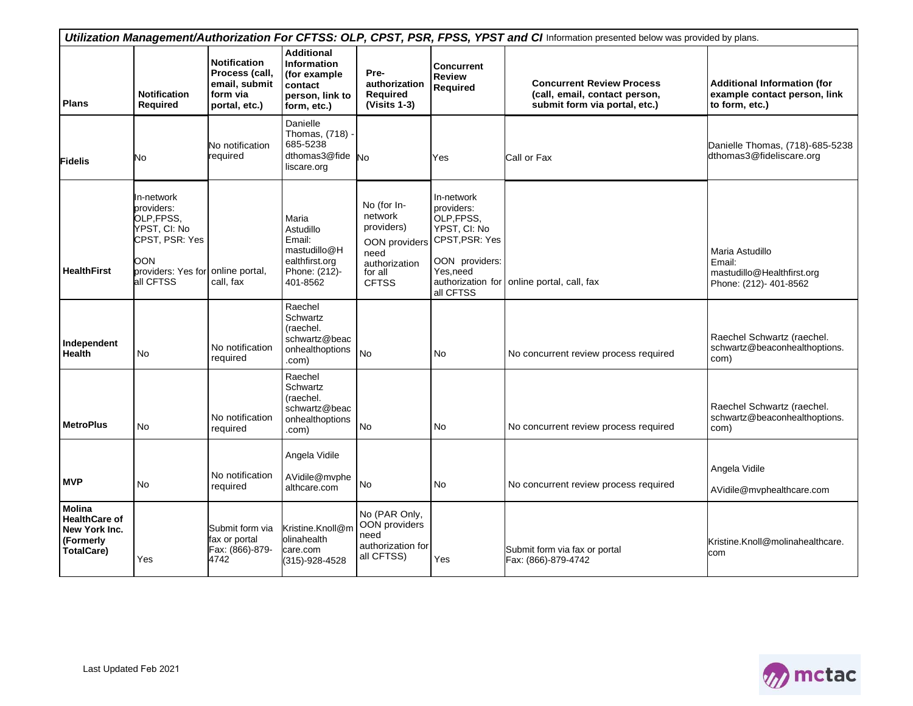| ***Utilization Management/Authorization For CFTSS: OLP, CPST, PSR, FPSS, YPST and CI*** Information presented below was provided by plans. | | | | | | | |
|---|---|---|---|---|---|---|---|
| **Plans** | **Notification Required** | **Notification Process (call, email, submit form via portal, etc.)** | **Additional Information (for example contact person, link to form, etc.)** | **Pre-authorization Required (Visits 1-3)** | **Concurrent Review Required** | **Concurrent Review Process (call, email, contact person, submit form via portal, etc.)** | **Additional Information (for example contact person, link to form, etc.)** |
| **Fidelis** | No | No notification required | Danielle Thomas, (718) - 685-5238 dthomas3@fideliscare.org | No | Yes | Call or Fax | Danielle Thomas, (718)-685-5238 dthomas3@fideliscare.org |
| **HealthFirst** | In-network providers: OLP,FPSS, YPST, CI: No CPST, PSR: Yes OON providers: Yes for all CFTSS | online portal, call, fax | Maria Astudillo Email: mastudillo@Healthfirst.org Phone: (212)-401-8562 | No (for In-network providers) OON providers need authorization for all CFTSS | In-network providers: OLP,FPSS, YPST, CI: No CPST,PSR: Yes OON providers: Yes,need authorization for all CFTSS | online portal, call, fax | Maria Astudillo Email: mastudillo@Healthfirst.org Phone: (212)- 401-8562 |
| **Independent Health** | No | No notification required | Raechel Schwartz (raechel. schwartz@beaconhealthoptions.com) | No | No | No concurrent review process required | Raechel Schwartz (raechel. schwartz@beaconhealthoptions. com) |
| **MetroPlus** | No | No notification required | Raechel Schwartz (raechel. schwartz@beaconhealthoptions.com) | No | No | No concurrent review process required | Raechel Schwartz (raechel. schwartz@beaconhealthoptions. com) |
| **MVP** | No | No notification required | Angela Vidile AVidile@mvphealthcare.com | No | No | No concurrent review process required | Angela Vidile AVidile@mvphealthcare.com |
| **Molina HealthCare of New York Inc. (Formerly TotalCare)** | Yes | Submit form via fax or portal Fax: (866)-879-4742 | Kristine.Knoll@molinahealthcare.com (315)-928-4528 | No (PAR Only, OON providers need authorization for all CFTSS) | Yes | Submit form via fax or portal Fax: (866)-879-4742 | Kristine.Knoll@molinahealthcare.com |

Last Updated Feb 2021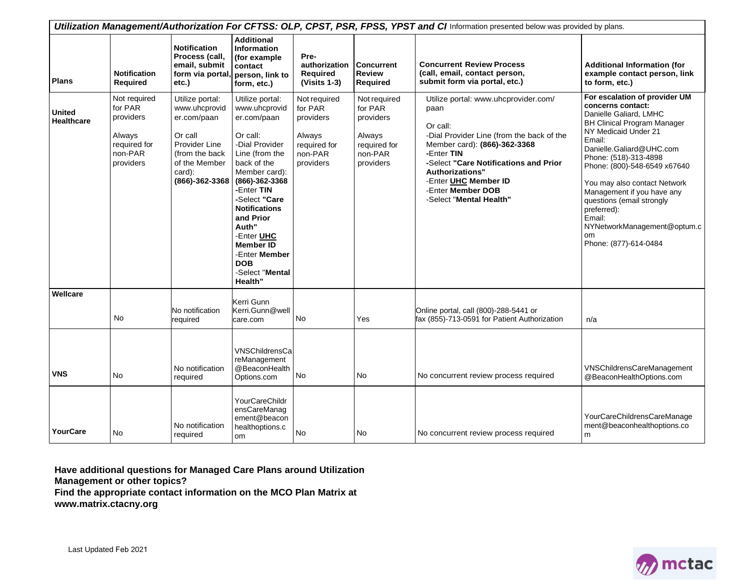| ***Utilization Management/Authorization For CFTSS: OLP, CPST, PSR, FPSS, YPST and CI*** Information presented below was provided by plans. | | | | | | | |
|---|---|---|---|---|---|---|---|
| **Plans** | **Notification Required** | **Notification Process (call, email, submit form via portal, etc.)** | **Additional Information (for example contact person, link to form, etc.)** | **Pre-authorization Required (Visits 1-3)** | **Concurrent Review Required** | **Concurrent Review Process (call, email, contact person, submit form via portal, etc.)** | **Additional Information (for example contact person, link to form, etc.)** |
| **United Healthcare** | Not required for PAR providers<br><br>Always required for non-PAR providers | Utilize portal: www.uhcprovider.com/paan<br><br>Or call Provider Line (from the back of the Member card): **(866)-362-3368** | Utilize portal: www.uhcprovider.com/paan<br><br>Or call:<br>-Dial Provider Line (from the back of the Member card): **(866)-362-3368**<br>-Enter **TIN**<br>-Select **"Care Notifications and Prior Auth"**<br>-Enter **UHC Member ID**<br>-Enter **Member DOB**<br>-Select "**Mental Health"** | Not required for PAR providers<br><br>Always required for non-PAR providers | Not required for PAR providers<br><br>Always required for non-PAR providers | Utilize portal: www.uhcprovider.com/paan<br><br>Or call:<br>-Dial Provider Line (from the back of the Member card): **(866)-362-3368**<br>**-Enter TIN**<br>**-Select "Care Notifications and Prior Authorizations"**<br>-Enter **UHC Member ID**<br>-Enter **Member DOB**<br>-Select "**Mental Health"** | **For escalation of provider UM concerns contact:**<br>Danielle Galiard, LMHC<br>BH Clinical Program Manager<br>NY Medicaid Under 21<br>Email:<br>Danielle.Galiard@UHC.com<br>Phone: (518)-313-4898<br>Phone: (800)-548-6549 x67640<br><br>You may also contact Network Management if you have any questions (email strongly preferred):<br>Email:<br>NYNetworkManagement@optum.com<br>Phone: (877)-614-0484 |
| **Wellcare** | No | No notification required | Kerri Gunn<br>Kerri.Gunn@wellcare.com | No | Yes | Online portal, call (800)-288-5441 or fax (855)-713-0591 for Patient Authorization | n/a |
| **VNS** | No | No notification required | VNSChildrensCareManagement@BeaconHealthOptions.com | No | No | No concurrent review process required | VNSChildrensCareManagement@BeaconHealthOptions.com |
| **YourCare** | No | No notification required | YourCareChildrensCareManagement@beaconhealthoptions.com | No | No | No concurrent review process required | YourCareChildrensCareManagement@beaconhealthoptions.com |

**Have additional questions for Managed Care Plans around Utilization Management or other topics?**
**Find the appropriate contact information on the MCO Plan Matrix at www.matrix.ctacny.org**

Last Updated Feb 2021

mctac